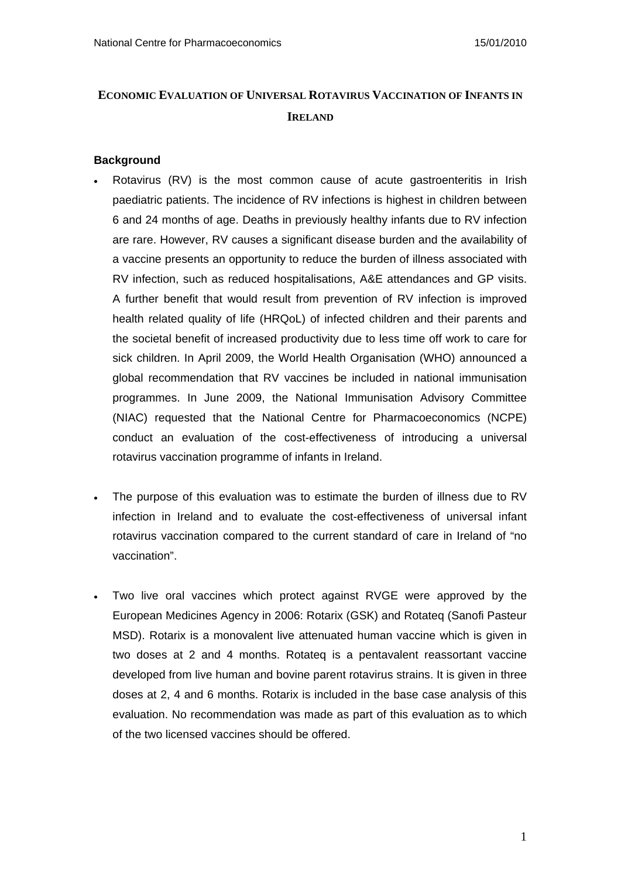# Economic Evaluation of Universal Rotavirus Vaccination of Infants in Ireland

### Background

- Rotavirus (RV) is the most common cause of acute gastroenteritis in Irish paediatric patients. The incidence of RV infections is highest in children between 6 and 24 months of age. Deaths in previously healthy infants due to RV infection are rare. However, RV causes a significant disease burden and the availability of a vaccine presents an opportunity to reduce the burden of illness associated with RV infection, such as reduced hospitalisations, A&E attendances and GP visits. A further benefit that would result from prevention of RV infection is improved health related quality of life (HRQoL) of infected children and their parents and the societal benefit of increased productivity due to less time off work to care for sick children. In April 2009, the World Health Organisation (WHO) announced a global recommendation that RV vaccines be included in national immunisation programmes. In June 2009, the National Immunisation Advisory Committee (NIAC) requested that the National Centre for Pharmacoeconomics (NCPE) conduct an evaluation of the cost-effectiveness of introducing a universal rotavirus vaccination programme of infants in Ireland.

- The purpose of this evaluation was to estimate the burden of illness due to RV infection in Ireland and to evaluate the cost-effectiveness of universal infant rotavirus vaccination compared to the current standard of care in Ireland of "no vaccination".

- Two live oral vaccines which protect against RVGE were approved by the European Medicines Agency in 2006: Rotarix (GSK) and Rotateq (Sanofi Pasteur MSD). Rotarix is a monovalent live attenuated human vaccine which is given in two doses at 2 and 4 months. Rotateq is a pentavalent reassortant vaccine developed from live human and bovine parent rotavirus strains. It is given in three doses at 2, 4 and 6 months. Rotarix is included in the base case analysis of this evaluation. No recommendation was made as part of this evaluation as to which of the two licensed vaccines should be offered.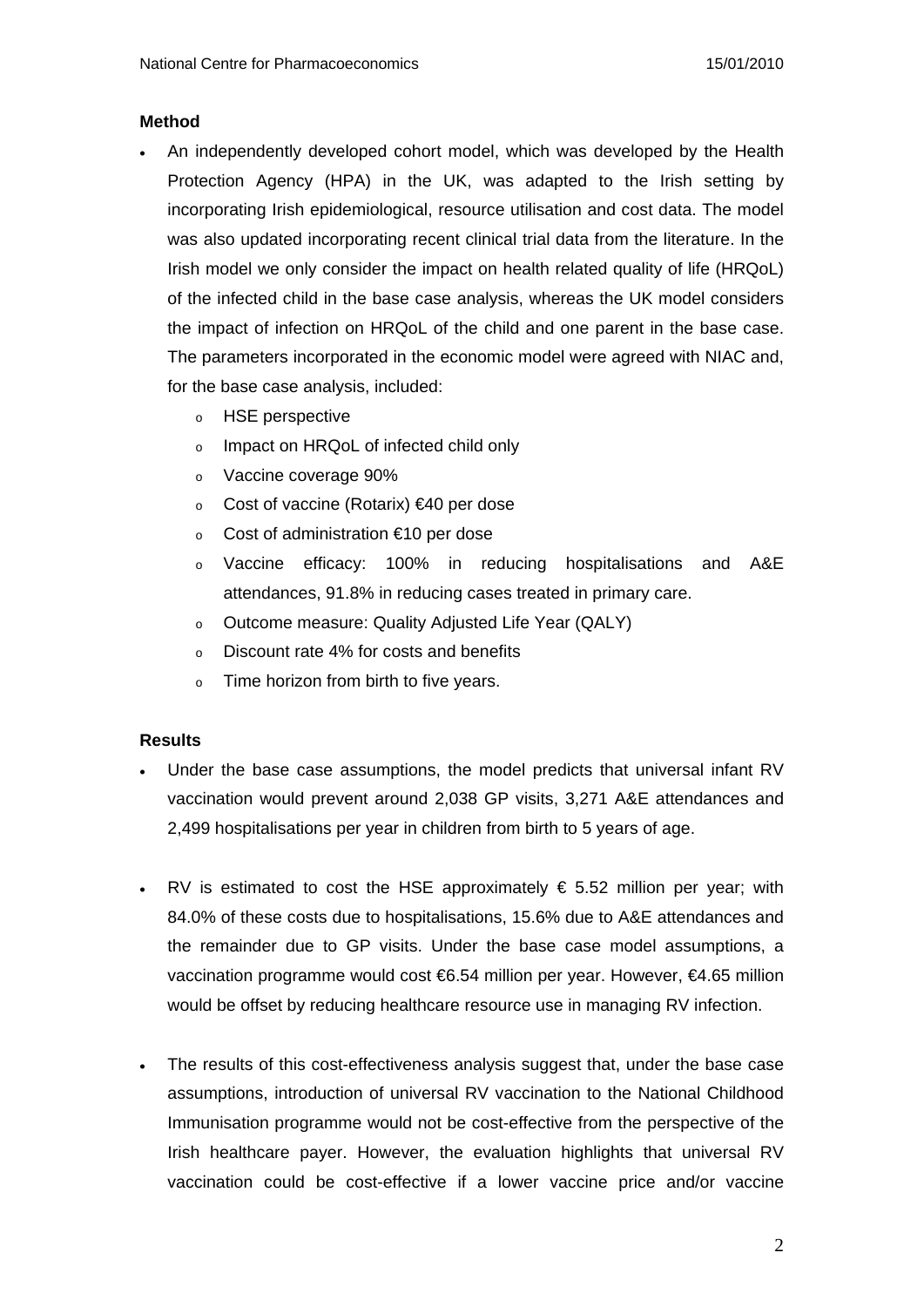**Method**

- An independently developed cohort model, which was developed by the Health Protection Agency (HPA) in the UK, was adapted to the Irish setting by incorporating Irish epidemiological, resource utilisation and cost data. The model was also updated incorporating recent clinical trial data from the literature. In the Irish model we only consider the impact on health related quality of life (HRQoL) of the infected child in the base case analysis, whereas the UK model considers the impact of infection on HRQoL of the child and one parent in the base case. The parameters incorporated in the economic model were agreed with NIAC and, for the base case analysis, included:
    - HSE perspective
    - Impact on HRQoL of infected child only
    - Vaccine coverage 90%
    - Cost of vaccine (Rotarix) €40 per dose
    - Cost of administration €10 per dose
    - Vaccine efficacy: 100% in reducing hospitalisations and A&E attendances, 91.8% in reducing cases treated in primary care.
    - Outcome measure: Quality Adjusted Life Year (QALY)
    - Discount rate 4% for costs and benefits
    - Time horizon from birth to five years.

**Results**

- Under the base case assumptions, the model predicts that universal infant RV vaccination would prevent around 2,038 GP visits, 3,271 A&E attendances and 2,499 hospitalisations per year in children from birth to 5 years of age.

- RV is estimated to cost the HSE approximately € 5.52 million per year; with 84.0% of these costs due to hospitalisations, 15.6% due to A&E attendances and the remainder due to GP visits. Under the base case model assumptions, a vaccination programme would cost €6.54 million per year. However, €4.65 million would be offset by reducing healthcare resource use in managing RV infection.

- The results of this cost-effectiveness analysis suggest that, under the base case assumptions, introduction of universal RV vaccination to the National Childhood Immunisation programme would not be cost-effective from the perspective of the Irish healthcare payer. However, the evaluation highlights that universal RV vaccination could be cost-effective if a lower vaccine price and/or vaccine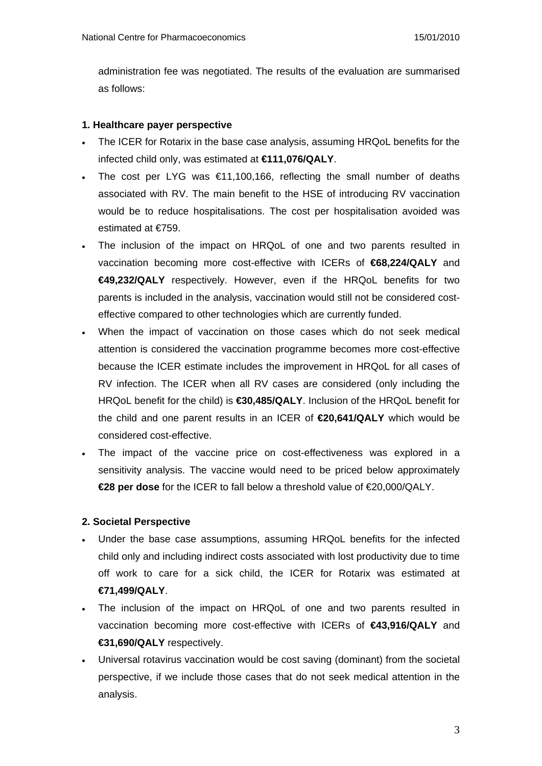administration fee was negotiated. The results of the evaluation are summarised as follows:

**1. Healthcare payer perspective**

- The ICER for Rotarix in the base case analysis, assuming HRQoL benefits for the infected child only, was estimated at **€111,076/QALY**.
- The cost per LYG was €11,100,166, reflecting the small number of deaths associated with RV. The main benefit to the HSE of introducing RV vaccination would be to reduce hospitalisations. The cost per hospitalisation avoided was estimated at €759.
- The inclusion of the impact on HRQoL of one and two parents resulted in vaccination becoming more cost-effective with ICERs of **€68,224/QALY** and **€49,232/QALY** respectively. However, even if the HRQoL benefits for two parents is included in the analysis, vaccination would still not be considered cost-effective compared to other technologies which are currently funded.
- When the impact of vaccination on those cases which do not seek medical attention is considered the vaccination programme becomes more cost-effective because the ICER estimate includes the improvement in HRQoL for all cases of RV infection. The ICER when all RV cases are considered (only including the HRQoL benefit for the child) is **€30,485/QALY**. Inclusion of the HRQoL benefit for the child and one parent results in an ICER of **€20,641/QALY** which would be considered cost-effective.
- The impact of the vaccine price on cost-effectiveness was explored in a sensitivity analysis. The vaccine would need to be priced below approximately **€28 per dose** for the ICER to fall below a threshold value of €20,000/QALY.

**2. Societal Perspective**

- Under the base case assumptions, assuming HRQoL benefits for the infected child only and including indirect costs associated with lost productivity due to time off work to care for a sick child, the ICER for Rotarix was estimated at **€71,499/QALY**.
- The inclusion of the impact on HRQoL of one and two parents resulted in vaccination becoming more cost-effective with ICERs of **€43,916/QALY** and **€31,690/QALY** respectively.
- Universal rotavirus vaccination would be cost saving (dominant) from the societal perspective, if we include those cases that do not seek medical attention in the analysis.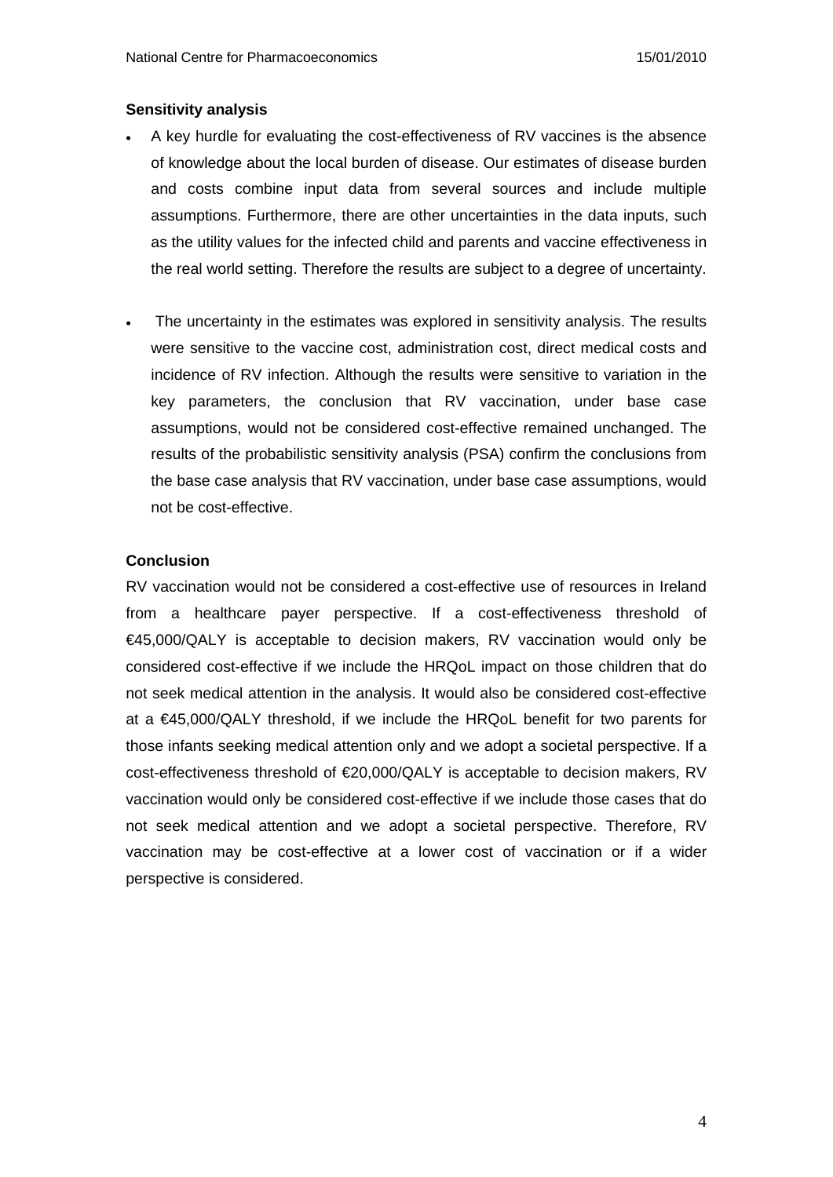**Sensitivity analysis**

- A key hurdle for evaluating the cost-effectiveness of RV vaccines is the absence of knowledge about the local burden of disease. Our estimates of disease burden and costs combine input data from several sources and include multiple assumptions. Furthermore, there are other uncertainties in the data inputs, such as the utility values for the infected child and parents and vaccine effectiveness in the real world setting. Therefore the results are subject to a degree of uncertainty.

- The uncertainty in the estimates was explored in sensitivity analysis. The results were sensitive to the vaccine cost, administration cost, direct medical costs and incidence of RV infection. Although the results were sensitive to variation in the key parameters, the conclusion that RV vaccination, under base case assumptions, would not be considered cost-effective remained unchanged. The results of the probabilistic sensitivity analysis (PSA) confirm the conclusions from the base case analysis that RV vaccination, under base case assumptions, would not be cost-effective.

**Conclusion**

RV vaccination would not be considered a cost-effective use of resources in Ireland from a healthcare payer perspective. If a cost-effectiveness threshold of €45,000/QALY is acceptable to decision makers, RV vaccination would only be considered cost-effective if we include the HRQoL impact on those children that do not seek medical attention in the analysis. It would also be considered cost-effective at a €45,000/QALY threshold, if we include the HRQoL benefit for two parents for those infants seeking medical attention only and we adopt a societal perspective. If a cost-effectiveness threshold of €20,000/QALY is acceptable to decision makers, RV vaccination would only be considered cost-effective if we include those cases that do not seek medical attention and we adopt a societal perspective. Therefore, RV vaccination may be cost-effective at a lower cost of vaccination or if a wider perspective is considered.